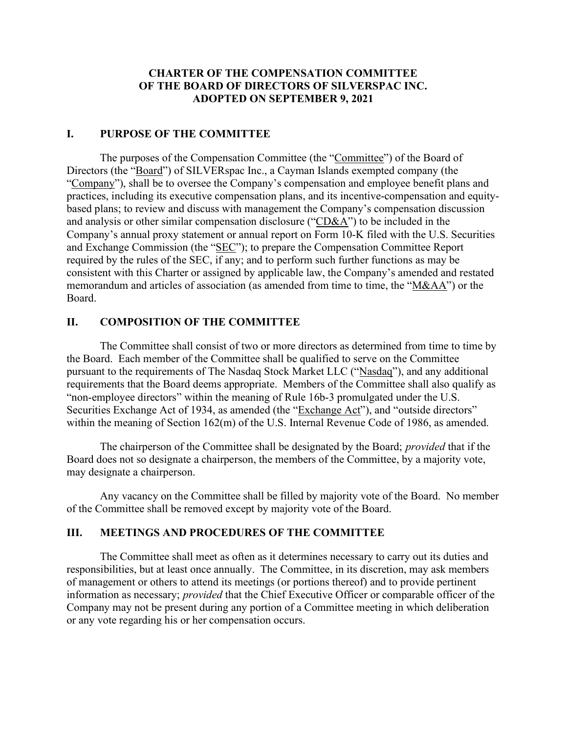# CHARTER OF THE COMPENSATION COMMITTEE OF THE BOARD OF DIRECTORS OF SILVERSPAC INC. ADOPTED ON SEPTEMBER 9, 2021

## I. PURPOSE OF THE COMMITTEE

The purposes of the Compensation Committee (the "Committee") of the Board of Directors (the "Board") of SILVERspac Inc., a Cayman Islands exempted company (the "Company"), shall be to oversee the Company's compensation and employee benefit plans and practices, including its executive compensation plans, and its incentive-compensation and equity-based plans; to review and discuss with management the Company's compensation discussion and analysis or other similar compensation disclosure ("CD&A") to be included in the Company's annual proxy statement or annual report on Form 10-K filed with the U.S. Securities and Exchange Commission (the "SEC"); to prepare the Compensation Committee Report required by the rules of the SEC, if any; and to perform such further functions as may be consistent with this Charter or assigned by applicable law, the Company's amended and restated memorandum and articles of association (as amended from time to time, the "M&AA") or the Board.

## II. COMPOSITION OF THE COMMITTEE

The Committee shall consist of two or more directors as determined from time to time by the Board. Each member of the Committee shall be qualified to serve on the Committee pursuant to the requirements of The Nasdaq Stock Market LLC ("Nasdaq"), and any additional requirements that the Board deems appropriate. Members of the Committee shall also qualify as "non-employee directors" within the meaning of Rule 16b-3 promulgated under the U.S. Securities Exchange Act of 1934, as amended (the "Exchange Act"), and "outside directors" within the meaning of Section 162(m) of the U.S. Internal Revenue Code of 1986, as amended.

The chairperson of the Committee shall be designated by the Board; *provided* that if the Board does not so designate a chairperson, the members of the Committee, by a majority vote, may designate a chairperson.

Any vacancy on the Committee shall be filled by majority vote of the Board. No member of the Committee shall be removed except by majority vote of the Board.

## III. MEETINGS AND PROCEDURES OF THE COMMITTEE

The Committee shall meet as often as it determines necessary to carry out its duties and responsibilities, but at least once annually. The Committee, in its discretion, may ask members of management or others to attend its meetings (or portions thereof) and to provide pertinent information as necessary; *provided* that the Chief Executive Officer or comparable officer of the Company may not be present during any portion of a Committee meeting in which deliberation or any vote regarding his or her compensation occurs.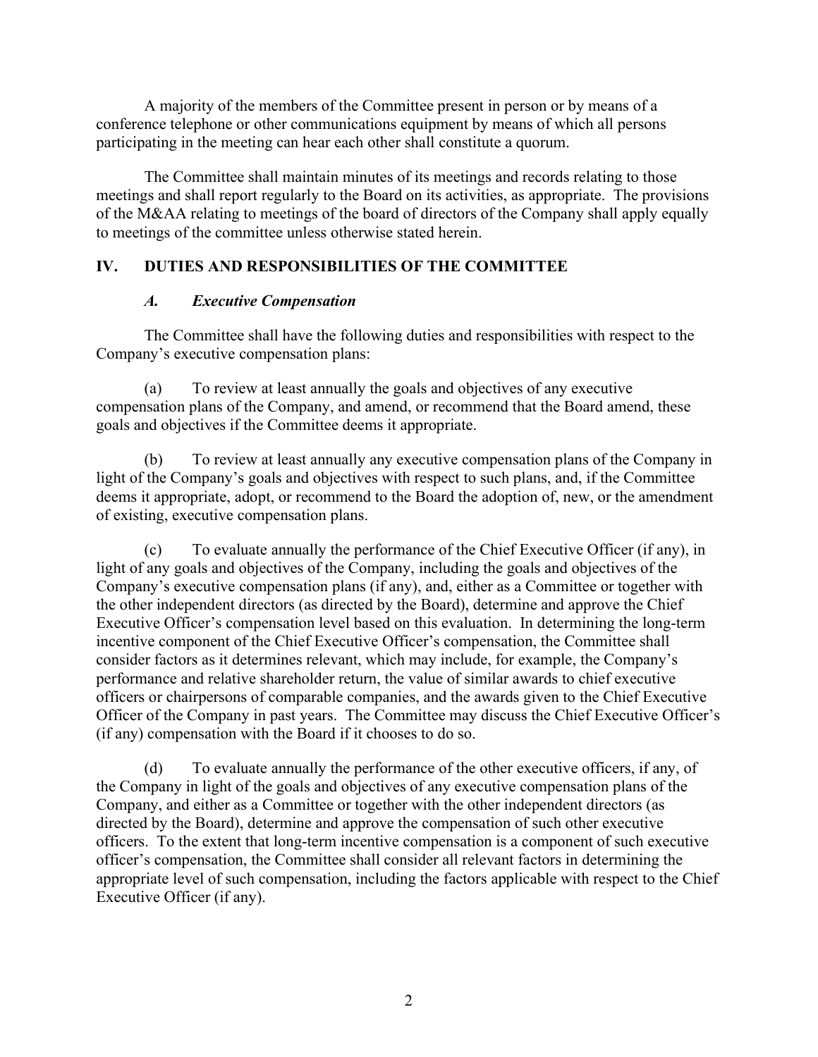A majority of the members of the Committee present in person or by means of a conference telephone or other communications equipment by means of which all persons participating in the meeting can hear each other shall constitute a quorum.

The Committee shall maintain minutes of its meetings and records relating to those meetings and shall report regularly to the Board on its activities, as appropriate. The provisions of the M&AA relating to meetings of the board of directors of the Company shall apply equally to meetings of the committee unless otherwise stated herein.

## IV. DUTIES AND RESPONSIBILITIES OF THE COMMITTEE

### *A. Executive Compensation*

The Committee shall have the following duties and responsibilities with respect to the Company's executive compensation plans:

(a) To review at least annually the goals and objectives of any executive compensation plans of the Company, and amend, or recommend that the Board amend, these goals and objectives if the Committee deems it appropriate.

(b) To review at least annually any executive compensation plans of the Company in light of the Company's goals and objectives with respect to such plans, and, if the Committee deems it appropriate, adopt, or recommend to the Board the adoption of, new, or the amendment of existing, executive compensation plans.

(c) To evaluate annually the performance of the Chief Executive Officer (if any), in light of any goals and objectives of the Company, including the goals and objectives of the Company's executive compensation plans (if any), and, either as a Committee or together with the other independent directors (as directed by the Board), determine and approve the Chief Executive Officer's compensation level based on this evaluation. In determining the long-term incentive component of the Chief Executive Officer's compensation, the Committee shall consider factors as it determines relevant, which may include, for example, the Company's performance and relative shareholder return, the value of similar awards to chief executive officers or chairpersons of comparable companies, and the awards given to the Chief Executive Officer of the Company in past years. The Committee may discuss the Chief Executive Officer's (if any) compensation with the Board if it chooses to do so.

(d) To evaluate annually the performance of the other executive officers, if any, of the Company in light of the goals and objectives of any executive compensation plans of the Company, and either as a Committee or together with the other independent directors (as directed by the Board), determine and approve the compensation of such other executive officers. To the extent that long-term incentive compensation is a component of such executive officer's compensation, the Committee shall consider all relevant factors in determining the appropriate level of such compensation, including the factors applicable with respect to the Chief Executive Officer (if any).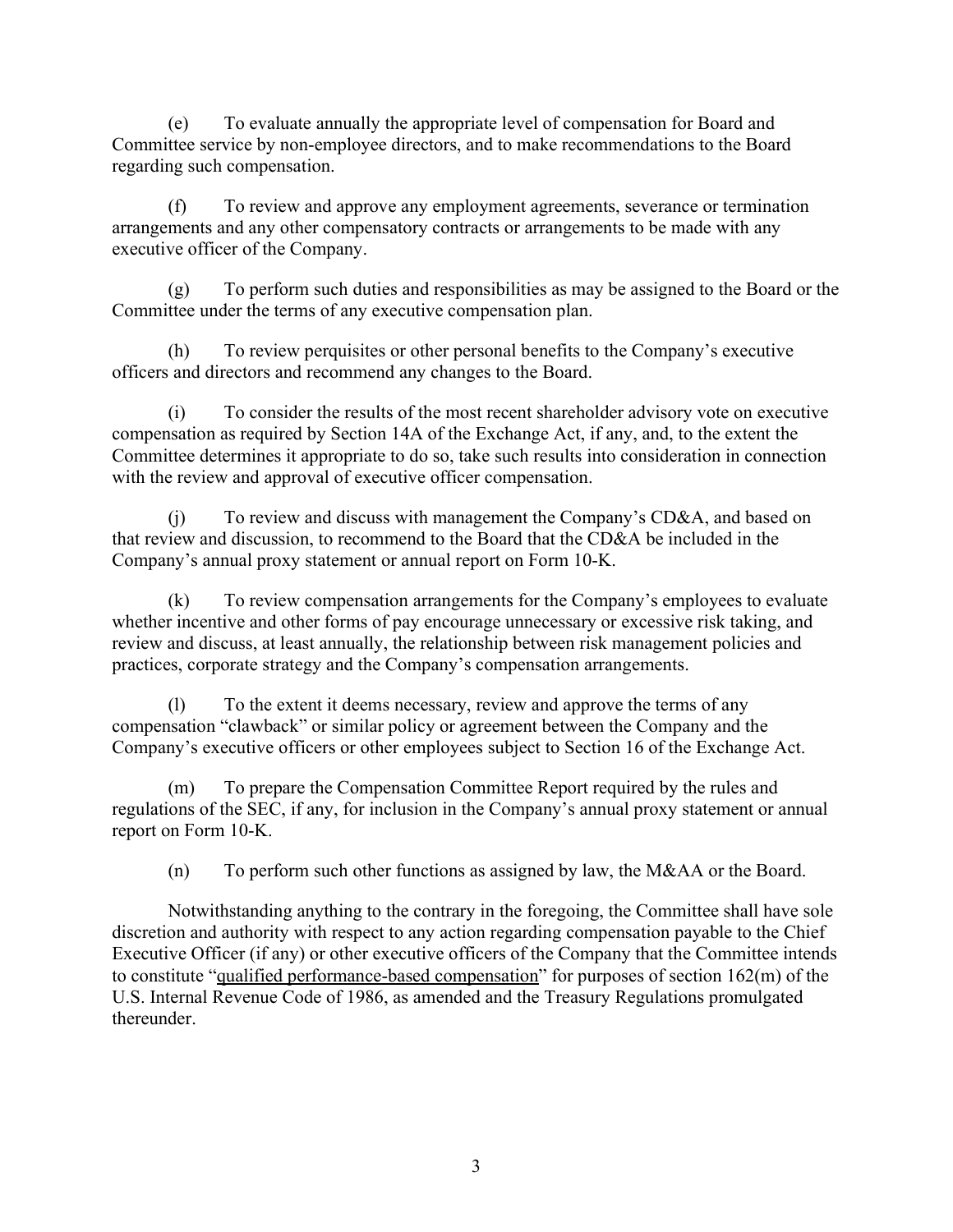(e) To evaluate annually the appropriate level of compensation for Board and Committee service by non-employee directors, and to make recommendations to the Board regarding such compensation.

(f) To review and approve any employment agreements, severance or termination arrangements and any other compensatory contracts or arrangements to be made with any executive officer of the Company.

(g) To perform such duties and responsibilities as may be assigned to the Board or the Committee under the terms of any executive compensation plan.

(h) To review perquisites or other personal benefits to the Company's executive officers and directors and recommend any changes to the Board.

(i) To consider the results of the most recent shareholder advisory vote on executive compensation as required by Section 14A of the Exchange Act, if any, and, to the extent the Committee determines it appropriate to do so, take such results into consideration in connection with the review and approval of executive officer compensation.

(j) To review and discuss with management the Company's CD&A, and based on that review and discussion, to recommend to the Board that the CD&A be included in the Company's annual proxy statement or annual report on Form 10-K.

(k) To review compensation arrangements for the Company's employees to evaluate whether incentive and other forms of pay encourage unnecessary or excessive risk taking, and review and discuss, at least annually, the relationship between risk management policies and practices, corporate strategy and the Company's compensation arrangements.

(l) To the extent it deems necessary, review and approve the terms of any compensation "clawback" or similar policy or agreement between the Company and the Company's executive officers or other employees subject to Section 16 of the Exchange Act.

(m) To prepare the Compensation Committee Report required by the rules and regulations of the SEC, if any, for inclusion in the Company's annual proxy statement or annual report on Form 10-K.

(n) To perform such other functions as assigned by law, the M&AA or the Board.

Notwithstanding anything to the contrary in the foregoing, the Committee shall have sole discretion and authority with respect to any action regarding compensation payable to the Chief Executive Officer (if any) or other executive officers of the Company that the Committee intends to constitute "qualified performance-based compensation" for purposes of section 162(m) of the U.S. Internal Revenue Code of 1986, as amended and the Treasury Regulations promulgated thereunder.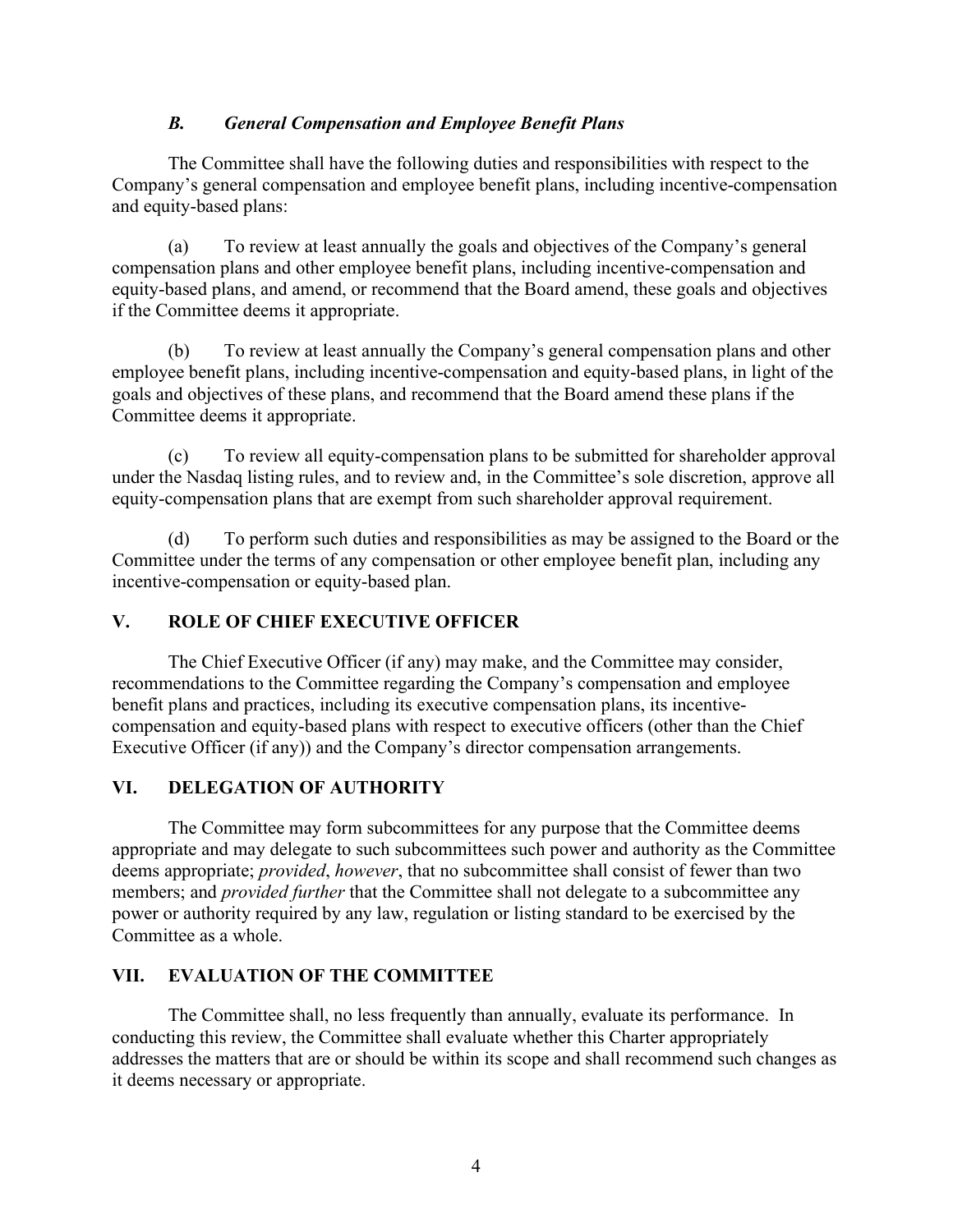### *B. General Compensation and Employee Benefit Plans*

The Committee shall have the following duties and responsibilities with respect to the Company's general compensation and employee benefit plans, including incentive-compensation and equity-based plans:

(a) To review at least annually the goals and objectives of the Company's general compensation plans and other employee benefit plans, including incentive-compensation and equity-based plans, and amend, or recommend that the Board amend, these goals and objectives if the Committee deems it appropriate.

(b) To review at least annually the Company's general compensation plans and other employee benefit plans, including incentive-compensation and equity-based plans, in light of the goals and objectives of these plans, and recommend that the Board amend these plans if the Committee deems it appropriate.

(c) To review all equity-compensation plans to be submitted for shareholder approval under the Nasdaq listing rules, and to review and, in the Committee's sole discretion, approve all equity-compensation plans that are exempt from such shareholder approval requirement.

(d) To perform such duties and responsibilities as may be assigned to the Board or the Committee under the terms of any compensation or other employee benefit plan, including any incentive-compensation or equity-based plan.

## V. ROLE OF CHIEF EXECUTIVE OFFICER

The Chief Executive Officer (if any) may make, and the Committee may consider, recommendations to the Committee regarding the Company's compensation and employee benefit plans and practices, including its executive compensation plans, its incentive-compensation and equity-based plans with respect to executive officers (other than the Chief Executive Officer (if any)) and the Company's director compensation arrangements.

## VI. DELEGATION OF AUTHORITY

The Committee may form subcommittees for any purpose that the Committee deems appropriate and may delegate to such subcommittees such power and authority as the Committee deems appropriate; *provided*, *however*, that no subcommittee shall consist of fewer than two members; and *provided further* that the Committee shall not delegate to a subcommittee any power or authority required by any law, regulation or listing standard to be exercised by the Committee as a whole.

## VII. EVALUATION OF THE COMMITTEE

The Committee shall, no less frequently than annually, evaluate its performance. In conducting this review, the Committee shall evaluate whether this Charter appropriately addresses the matters that are or should be within its scope and shall recommend such changes as it deems necessary or appropriate.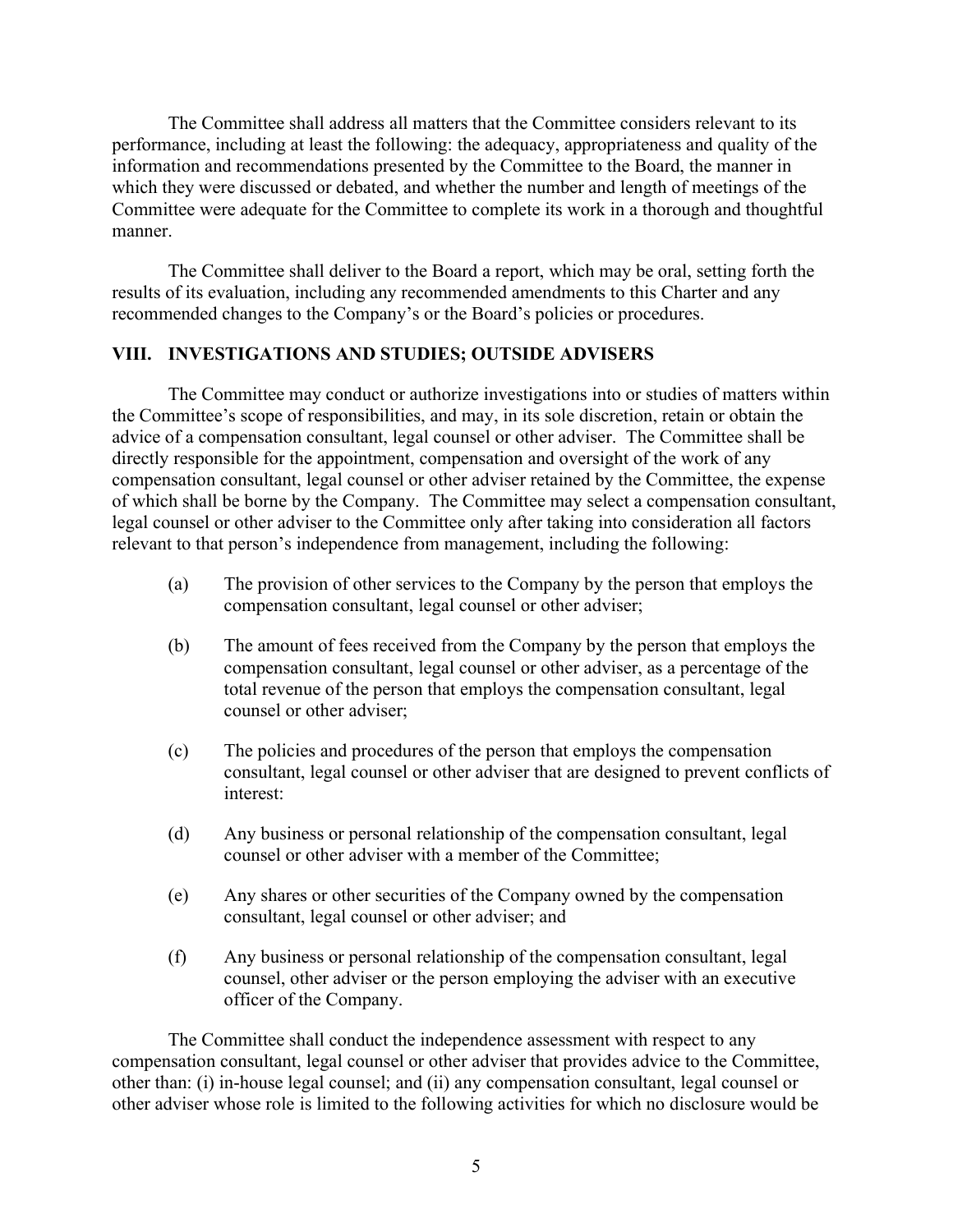The Committee shall address all matters that the Committee considers relevant to its performance, including at least the following: the adequacy, appropriateness and quality of the information and recommendations presented by the Committee to the Board, the manner in which they were discussed or debated, and whether the number and length of meetings of the Committee were adequate for the Committee to complete its work in a thorough and thoughtful manner.

The Committee shall deliver to the Board a report, which may be oral, setting forth the results of its evaluation, including any recommended amendments to this Charter and any recommended changes to the Company's or the Board's policies or procedures.

## VIII. INVESTIGATIONS AND STUDIES; OUTSIDE ADVISERS

The Committee may conduct or authorize investigations into or studies of matters within the Committee's scope of responsibilities, and may, in its sole discretion, retain or obtain the advice of a compensation consultant, legal counsel or other adviser. The Committee shall be directly responsible for the appointment, compensation and oversight of the work of any compensation consultant, legal counsel or other adviser retained by the Committee, the expense of which shall be borne by the Company. The Committee may select a compensation consultant, legal counsel or other adviser to the Committee only after taking into consideration all factors relevant to that person's independence from management, including the following:

(a) The provision of other services to the Company by the person that employs the compensation consultant, legal counsel or other adviser;

(b) The amount of fees received from the Company by the person that employs the compensation consultant, legal counsel or other adviser, as a percentage of the total revenue of the person that employs the compensation consultant, legal counsel or other adviser;

(c) The policies and procedures of the person that employs the compensation consultant, legal counsel or other adviser that are designed to prevent conflicts of interest:

(d) Any business or personal relationship of the compensation consultant, legal counsel or other adviser with a member of the Committee;

(e) Any shares or other securities of the Company owned by the compensation consultant, legal counsel or other adviser; and

(f) Any business or personal relationship of the compensation consultant, legal counsel, other adviser or the person employing the adviser with an executive officer of the Company.

The Committee shall conduct the independence assessment with respect to any compensation consultant, legal counsel or other adviser that provides advice to the Committee, other than: (i) in-house legal counsel; and (ii) any compensation consultant, legal counsel or other adviser whose role is limited to the following activities for which no disclosure would be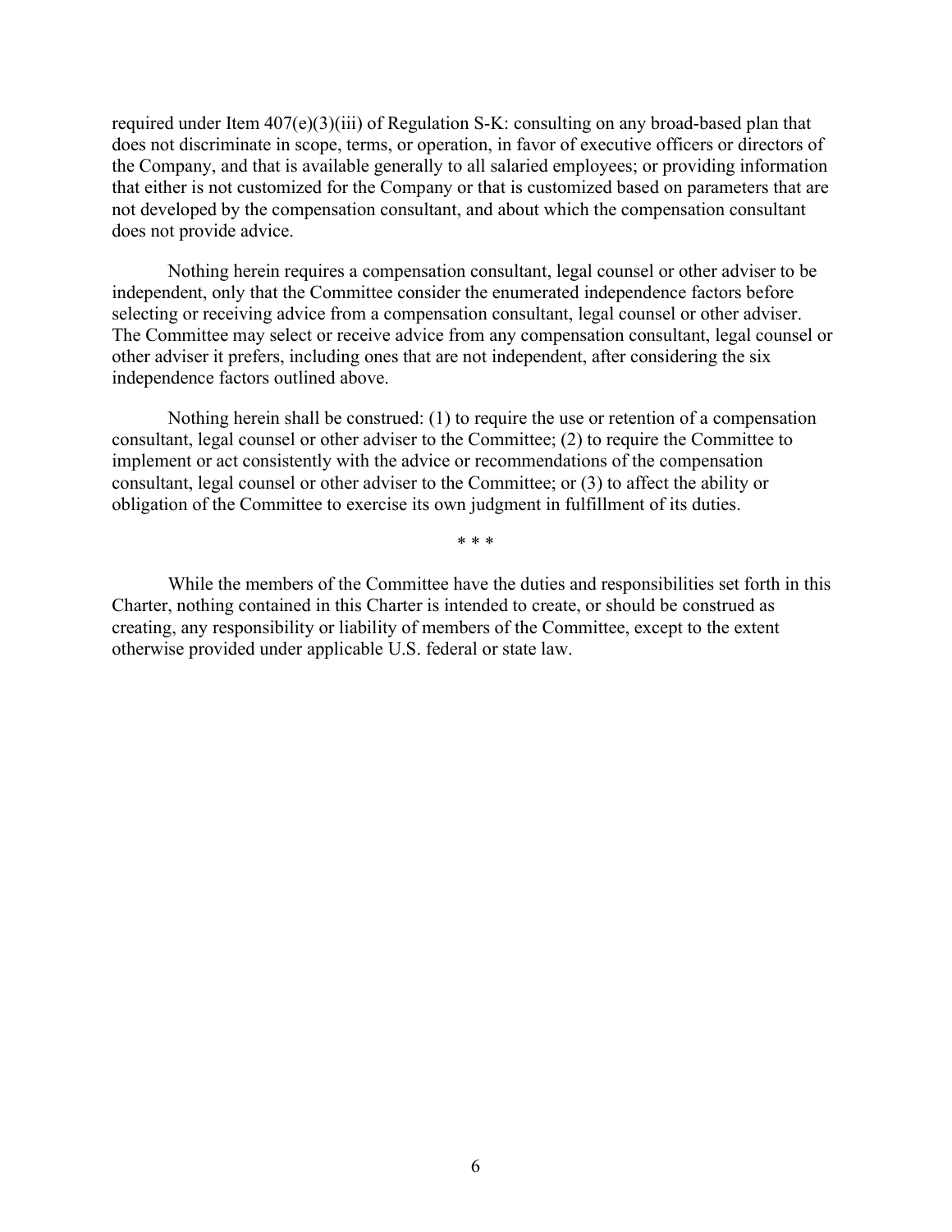required under Item 407(e)(3)(iii) of Regulation S-K: consulting on any broad-based plan that does not discriminate in scope, terms, or operation, in favor of executive officers or directors of the Company, and that is available generally to all salaried employees; or providing information that either is not customized for the Company or that is customized based on parameters that are not developed by the compensation consultant, and about which the compensation consultant does not provide advice.

Nothing herein requires a compensation consultant, legal counsel or other adviser to be independent, only that the Committee consider the enumerated independence factors before selecting or receiving advice from a compensation consultant, legal counsel or other adviser. The Committee may select or receive advice from any compensation consultant, legal counsel or other adviser it prefers, including ones that are not independent, after considering the six independence factors outlined above.

Nothing herein shall be construed: (1) to require the use or retention of a compensation consultant, legal counsel or other adviser to the Committee; (2) to require the Committee to implement or act consistently with the advice or recommendations of the compensation consultant, legal counsel or other adviser to the Committee; or (3) to affect the ability or obligation of the Committee to exercise its own judgment in fulfillment of its duties.

\* \* \*

While the members of the Committee have the duties and responsibilities set forth in this Charter, nothing contained in this Charter is intended to create, or should be construed as creating, any responsibility or liability of members of the Committee, except to the extent otherwise provided under applicable U.S. federal or state law.